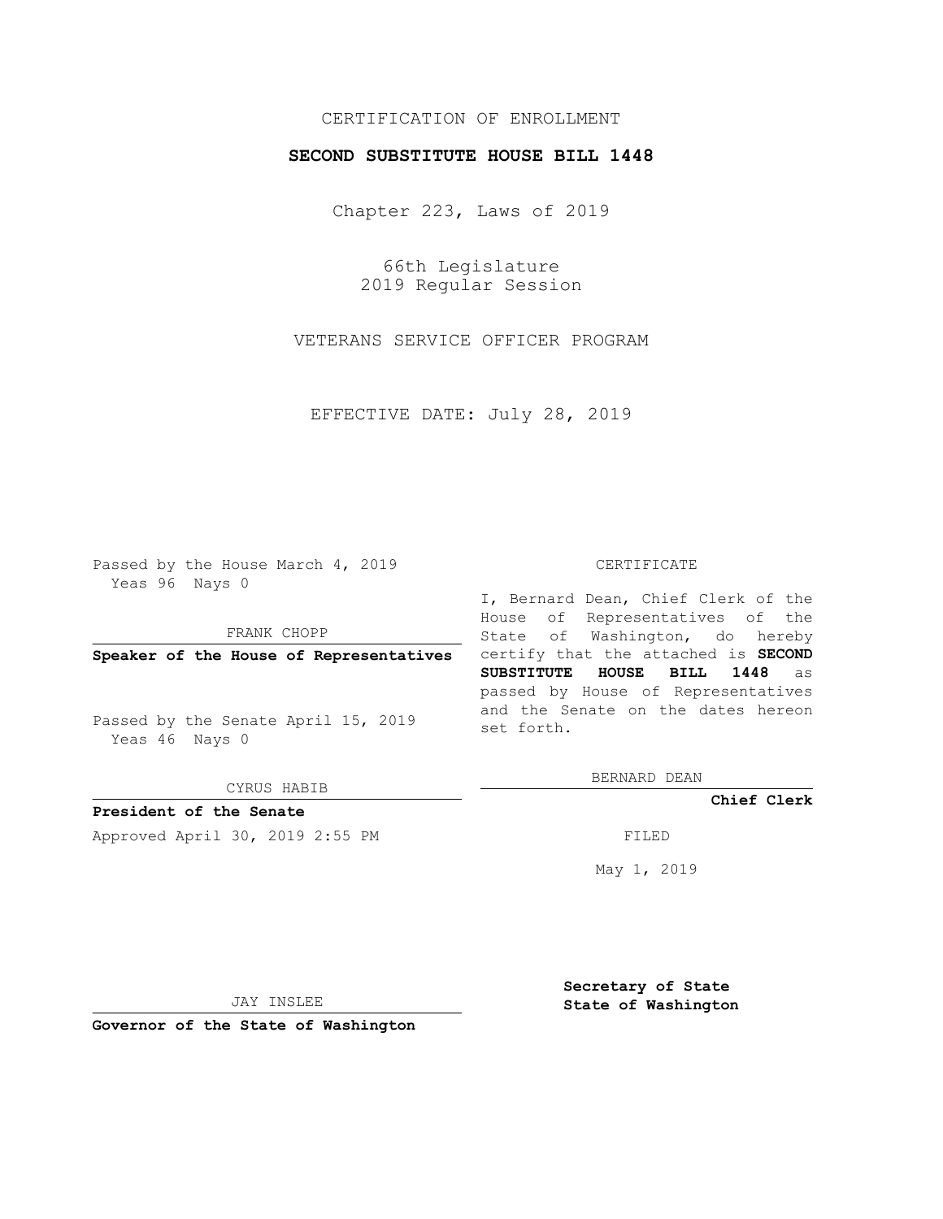CERTIFICATION OF ENROLLMENT

# SECOND SUBSTITUTE HOUSE BILL 1448

Chapter 223, Laws of 2019

66th Legislature
2019 Regular Session

VETERANS SERVICE OFFICER PROGRAM

EFFECTIVE DATE: July 28, 2019

Passed by the House March 4, 2019
Yeas 96 Nays 0

FRANK CHOPP

**Speaker of the House of Representatives**

Passed by the Senate April 15, 2019
Yeas 46 Nays 0

CYRUS HABIB

**President of the Senate**

Approved April 30, 2019 2:55 PM

JAY INSLEE

**Governor of the State of Washington**

CERTIFICATE

I, Bernard Dean, Chief Clerk of the House of Representatives of the State of Washington, do hereby certify that the attached is **SECOND SUBSTITUTE HOUSE BILL 1448** as passed by House of Representatives and the Senate on the dates hereon set forth.

BERNARD DEAN

**Chief Clerk**

FILED

May 1, 2019

**Secretary of State**
**State of Washington**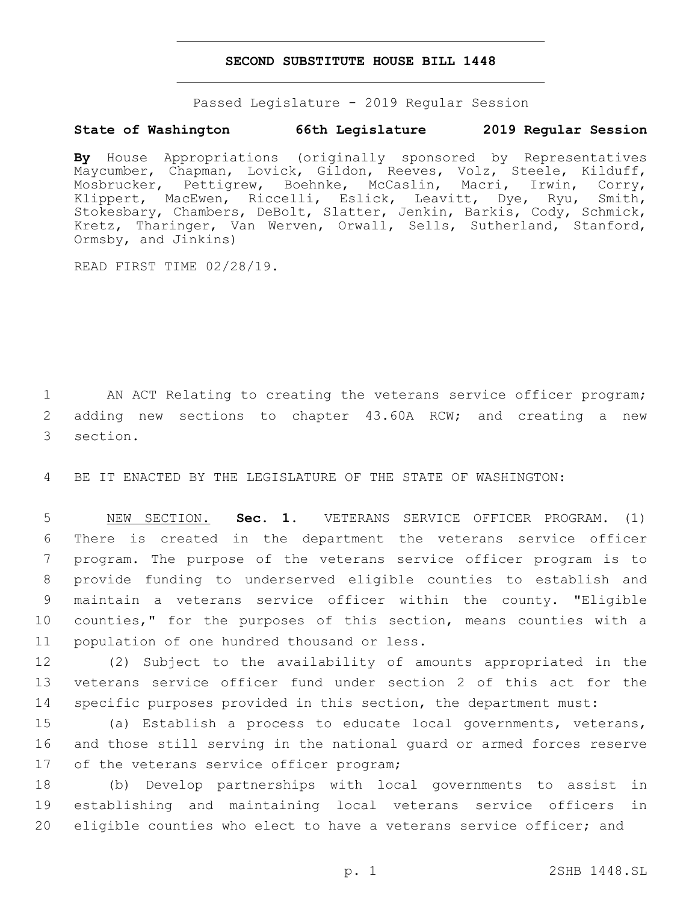# SECOND SUBSTITUTE HOUSE BILL 1448

Passed Legislature - 2019 Regular Session

**State of Washington 66th Legislature 2019 Regular Session**

**By** House Appropriations (originally sponsored by Representatives Maycumber, Chapman, Lovick, Gildon, Reeves, Volz, Steele, Kilduff, Mosbrucker, Pettigrew, Boehnke, McCaslin, Macri, Irwin, Corry, Klippert, MacEwen, Riccelli, Eslick, Leavitt, Dye, Ryu, Smith, Stokesbary, Chambers, DeBolt, Slatter, Jenkin, Barkis, Cody, Schmick, Kretz, Tharinger, Van Werven, Orwall, Sells, Sutherland, Stanford, Ormsby, and Jinkins)

READ FIRST TIME 02/28/19.

1 AN ACT Relating to creating the veterans service officer program; 2 adding new sections to chapter 43.60A RCW; and creating a new 3 section.

4 BE IT ENACTED BY THE LEGISLATURE OF THE STATE OF WASHINGTON:

5 NEW SECTION. **Sec. 1.** VETERANS SERVICE OFFICER PROGRAM. (1) 6 There is created in the department the veterans service officer 7 program. The purpose of the veterans service officer program is to 8 provide funding to underserved eligible counties to establish and 9 maintain a veterans service officer within the county. "Eligible 10 counties," for the purposes of this section, means counties with a 11 population of one hundred thousand or less.

12 (2) Subject to the availability of amounts appropriated in the 13 veterans service officer fund under section 2 of this act for the 14 specific purposes provided in this section, the department must:

15 (a) Establish a process to educate local governments, veterans, 16 and those still serving in the national guard or armed forces reserve 17 of the veterans service officer program;

18 (b) Develop partnerships with local governments to assist in 19 establishing and maintaining local veterans service officers in 20 eligible counties who elect to have a veterans service officer; and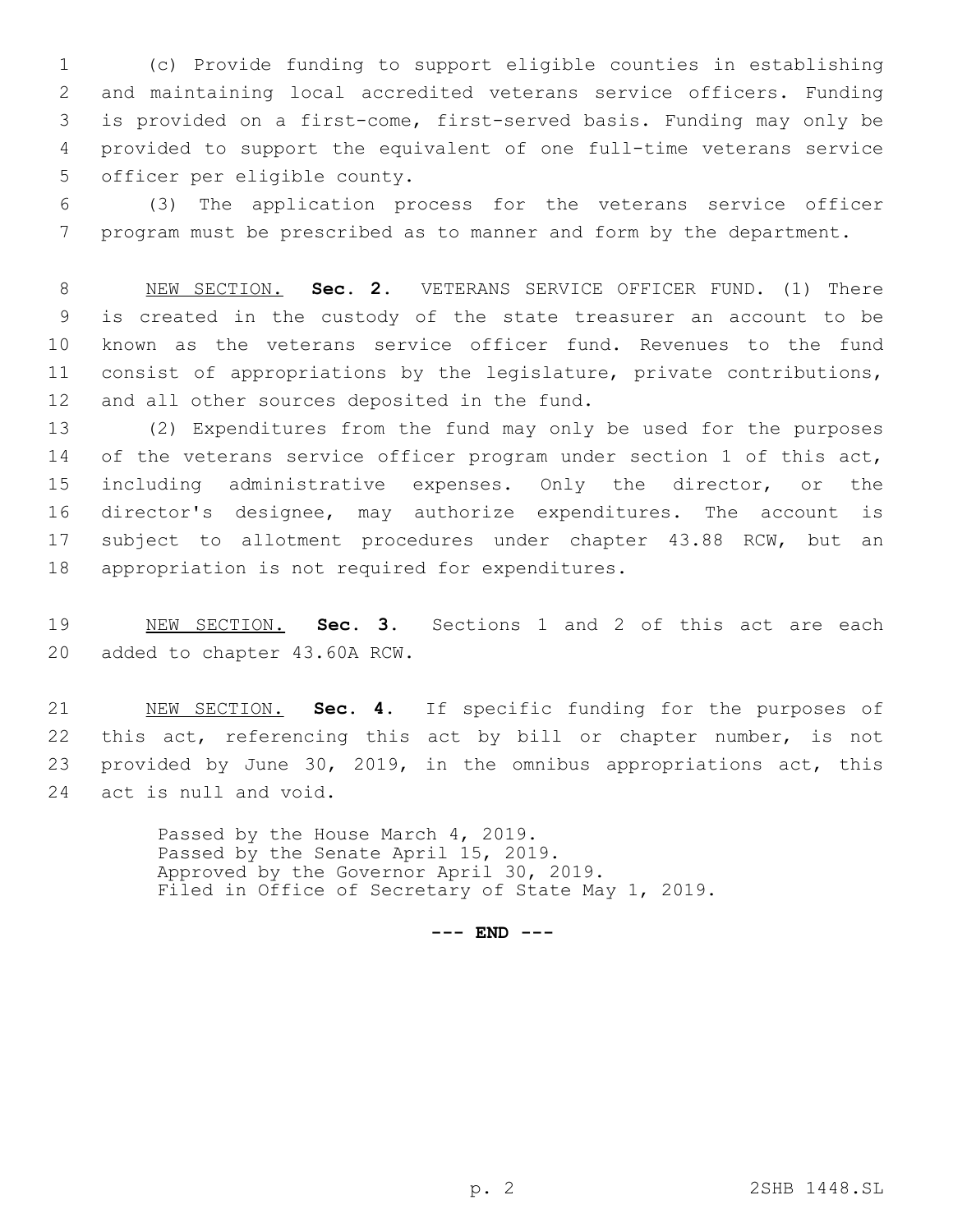(c) Provide funding to support eligible counties in establishing and maintaining local accredited veterans service officers. Funding is provided on a first-come, first-served basis. Funding may only be provided to support the equivalent of one full-time veterans service officer per eligible county.

(3) The application process for the veterans service officer program must be prescribed as to manner and form by the department.

NEW SECTION. **Sec. 2.** VETERANS SERVICE OFFICER FUND. (1) There is created in the custody of the state treasurer an account to be known as the veterans service officer fund. Revenues to the fund consist of appropriations by the legislature, private contributions, and all other sources deposited in the fund.

(2) Expenditures from the fund may only be used for the purposes of the veterans service officer program under section 1 of this act, including administrative expenses. Only the director, or the director's designee, may authorize expenditures. The account is subject to allotment procedures under chapter 43.88 RCW, but an appropriation is not required for expenditures.

NEW SECTION. **Sec. 3.** Sections 1 and 2 of this act are each added to chapter 43.60A RCW.

NEW SECTION. **Sec. 4.** If specific funding for the purposes of this act, referencing this act by bill or chapter number, is not provided by June 30, 2019, in the omnibus appropriations act, this act is null and void.

Passed by the House March 4, 2019.
Passed by the Senate April 15, 2019.
Approved by the Governor April 30, 2019.
Filed in Office of Secretary of State May 1, 2019.

**--- END ---**